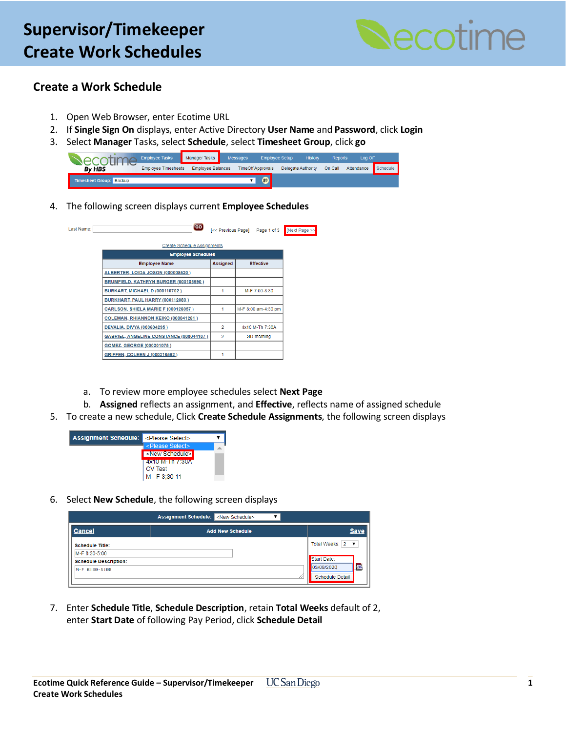# Supervisor/Timekeeper Create Work Schedules

## Create a Work Schedule

1. Open Web Browser, enter Ecotime URL
2. If **Single Sign On** displays, enter Active Directory **User Name** and **Password**, click **Login**
3. Select **Manager** Tasks, select **Schedule**, select **Timesheet Group**, click **go**
4. The following screen displays current **Employee Schedules**

| Employee Name | Assigned | Effective |
|---|---|---|
| ALBERTER, LOIDA JOSON (000008530 ) | | |
| BRUMFIELD, KATHRYN BURGER (000105590 ) | | |
| BURKART, MICHAEL D (000110702 ) | 1 | M-F 7:00-3:30 |
| BURKHART, PAUL HARRY (000112080 ) | | |
| CARLSON, SHIELA MARIE F (000126057 ) | 1 | M-F 8:00 am-4:30 pm |
| COLEMAN, RHIANNON KEIKO (000041281 ) | | |
| DEVALIA, DIVYA (000604295 ) | 2 | 4x10 M-Th 7:30A |
| GABRIEL, ANGELINE CONSTANCE (000044107 ) | 2 | SD morning |
| GOMEZ, GEORGE (000301075 ) | | |
| GRIFFEN, COLEEN J (000316592 ) | 1 | |

   a. To review more employee schedules select **Next Page**
   b. **Assigned** reflects an assignment, and **Effective**, reflects name of assigned schedule
5. To create a new schedule, Click **Create Schedule Assignments**, the following screen displays
6. Select **New Schedule**, the following screen displays
7. Enter **Schedule Title**, **Schedule Description**, retain **Total Weeks** default of 2, enter **Start Date** of following Pay Period, click **Schedule Detail**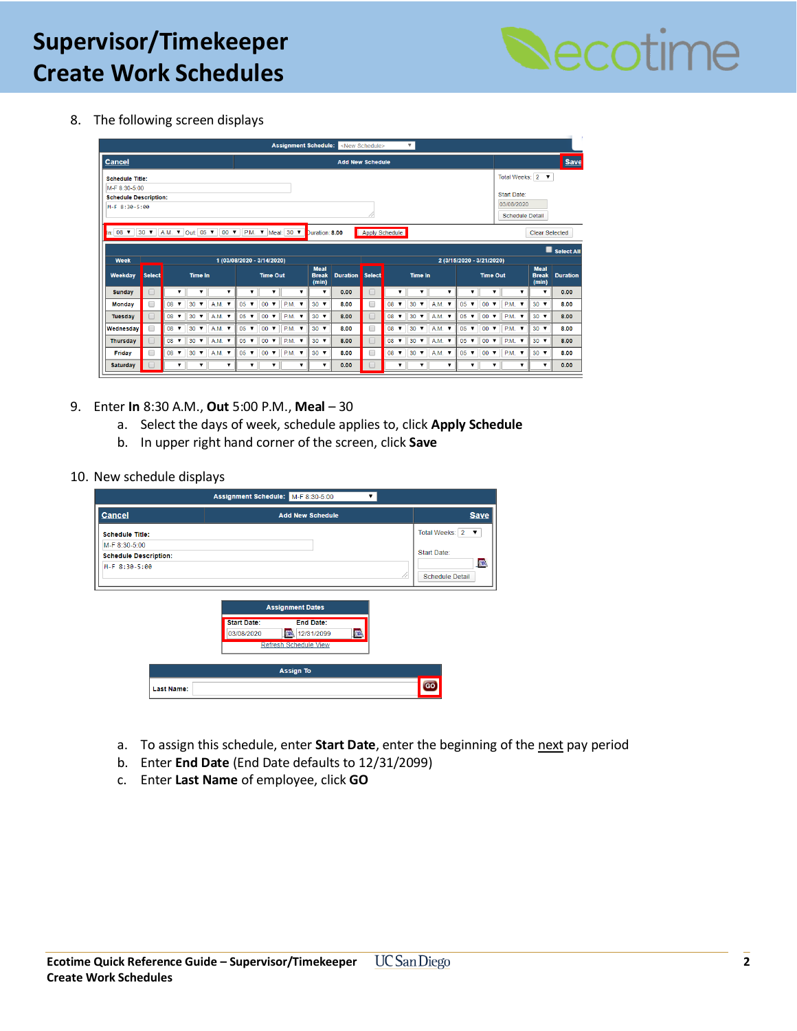8. The following screen displays

9. Enter **In** 8:30 A.M., **Out** 5:00 P.M., **Meal** – 30
   a. Select the days of week, schedule applies to, click **Apply Schedule**
   b. In upper right hand corner of the screen, click **Save**

10. New schedule displays

   a. To assign this schedule, enter **Start Date**, enter the beginning of the next pay period
   b. Enter **End Date** (End Date defaults to 12/31/2099)
   c. Enter **Last Name** of employee, click **GO**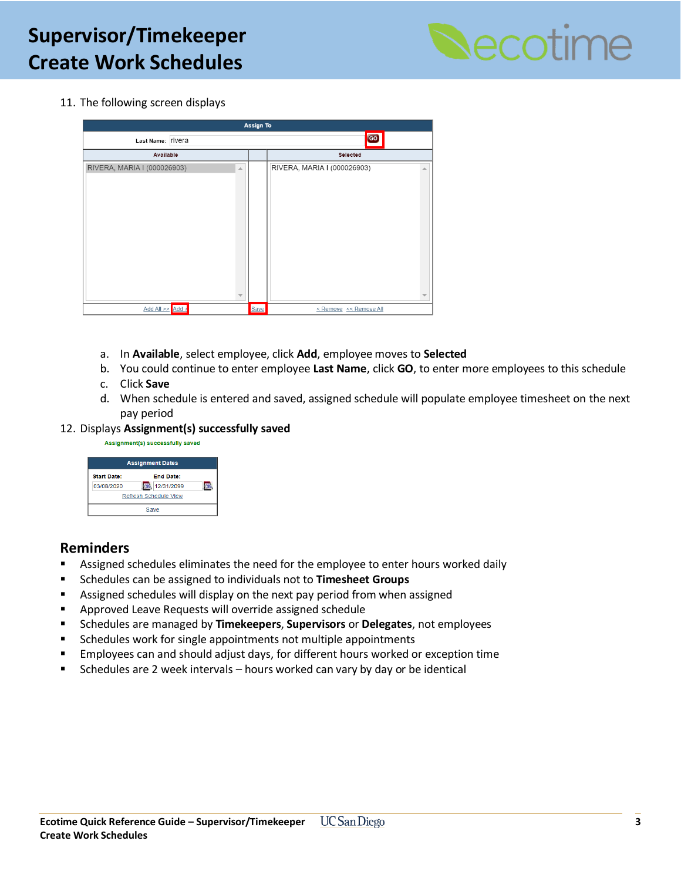11. The following screen displays

   a. In **Available**, select employee, click **Add**, employee moves to **Selected**
   b. You could continue to enter employee **Last Name**, click **GO**, to enter more employees to this schedule
   c. Click **Save**
   d. When schedule is entered and saved, assigned schedule will populate employee timesheet on the next pay period

12. Displays **Assignment(s) successfully saved**

## Reminders

- Assigned schedules eliminates the need for the employee to enter hours worked daily
- Schedules can be assigned to individuals not to **Timesheet Groups**
- Assigned schedules will display on the next pay period from when assigned
- Approved Leave Requests will override assigned schedule
- Schedules are managed by **Timekeepers**, **Supervisors** or **Delegates**, not employees
- Schedules work for single appointments not multiple appointments
- Employees can and should adjust days, for different hours worked or exception time
- Schedules are 2 week intervals – hours worked can vary by day or be identical